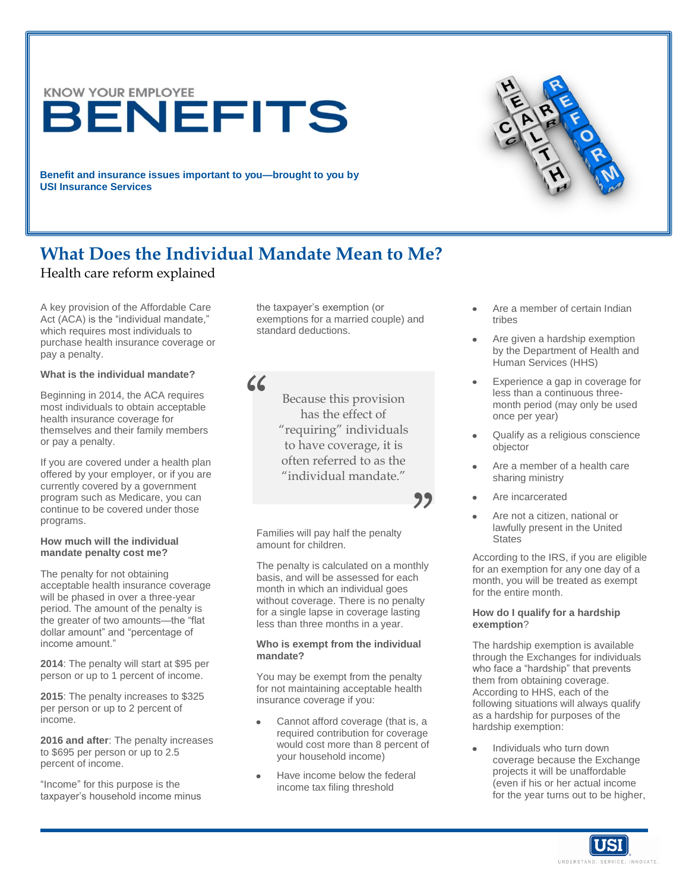KNOW YOUR EMPLOYEE

# BENEFITS

**Benefit and insurance issues important to you—brought to you by USI Insurance Services**

# What Does the Individual Mandate Mean to Me?

Health care reform explained

A key provision of the Affordable Care Act (ACA) is the "individual mandate," which requires most individuals to purchase health insurance coverage or pay a penalty.

**What is the individual mandate?**

Beginning in 2014, the ACA requires most individuals to obtain acceptable health insurance coverage for themselves and their family members or pay a penalty.

If you are covered under a health plan offered by your employer, or if you are currently covered by a government program such as Medicare, you can continue to be covered under those programs.

**How much will the individual mandate penalty cost me?**

The penalty for not obtaining acceptable health insurance coverage will be phased in over a three-year period. The amount of the penalty is the greater of two amounts—the "flat dollar amount" and "percentage of income amount."

**2014**: The penalty will start at $95 per person or up to 1 percent of income.

**2015**: The penalty increases to $325 per person or up to 2 percent of income.

**2016 and after**: The penalty increases to $695 per person or up to 2.5 percent of income.

"Income" for this purpose is the taxpayer's household income minus the taxpayer's exemption (or exemptions for a married couple) and standard deductions.

> Because this provision has the effect of "requiring" individuals to have coverage, it is often referred to as the "individual mandate."

Families will pay half the penalty amount for children.

The penalty is calculated on a monthly basis, and will be assessed for each month in which an individual goes without coverage. There is no penalty for a single lapse in coverage lasting less than three months in a year.

**Who is exempt from the individual mandate?**

You may be exempt from the penalty for not maintaining acceptable health insurance coverage if you:

- Cannot afford coverage (that is, a required contribution for coverage would cost more than 8 percent of your household income)
- Have income below the federal income tax filing threshold
- Are a member of certain Indian tribes
- Are given a hardship exemption by the Department of Health and Human Services (HHS)
- Experience a gap in coverage for less than a continuous three-month period (may only be used once per year)
- Qualify as a religious conscience objector
- Are a member of a health care sharing ministry
- Are incarcerated
- Are not a citizen, national or lawfully present in the United States

According to the IRS, if you are eligible for an exemption for any one day of a month, you will be treated as exempt for the entire month.

**How do I qualify for a hardship exemption?**

The hardship exemption is available through the Exchanges for individuals who face a "hardship" that prevents them from obtaining coverage. According to HHS, each of the following situations will always qualify as a hardship for purposes of the hardship exemption:

- Individuals who turn down coverage because the Exchange projects it will be unaffordable (even if his or her actual income for the year turns out to be higher,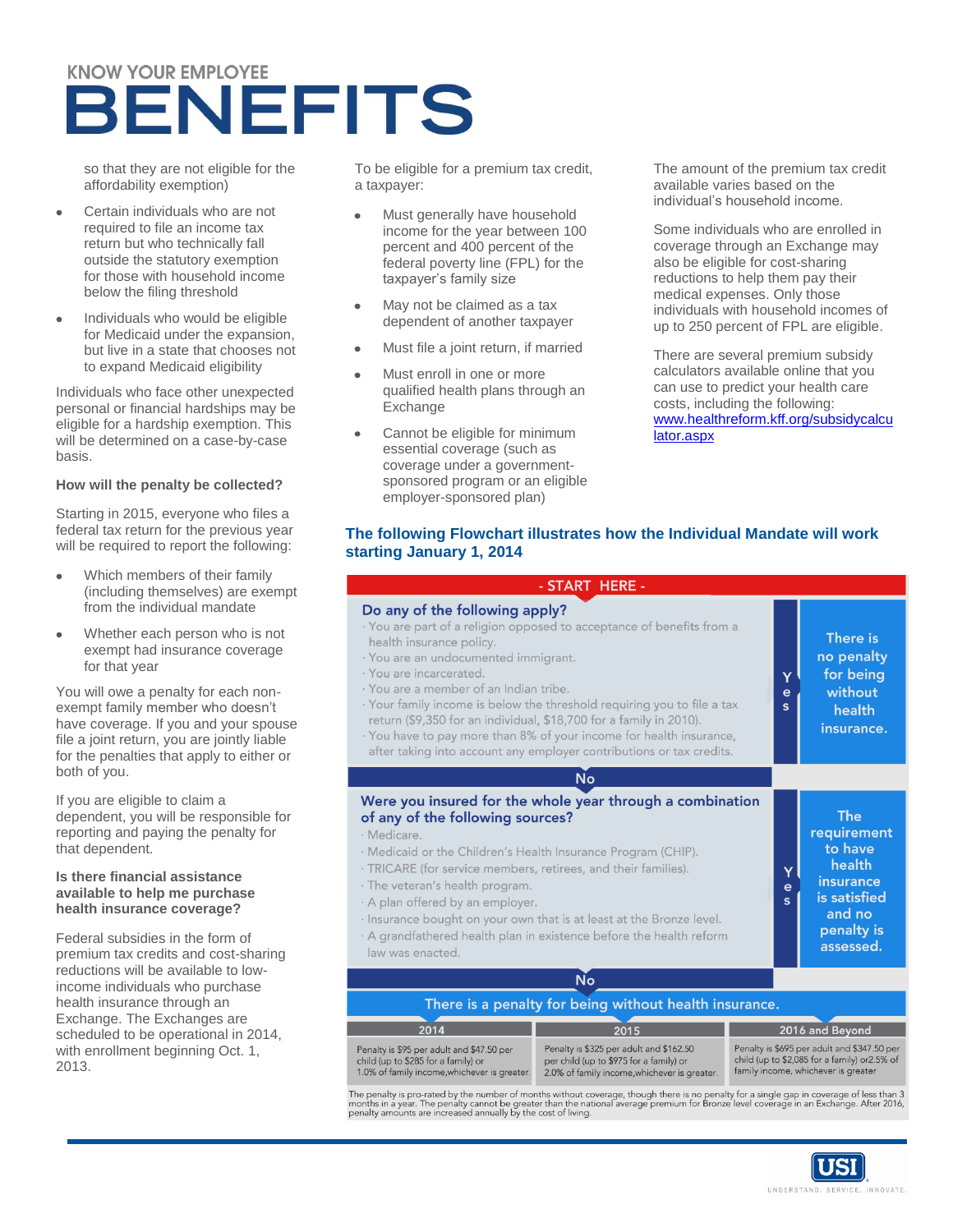so that they are not eligible for the affordability exemption)

- Certain individuals who are not required to file an income tax return but who technically fall outside the statutory exemption for those with household income below the filing threshold
- Individuals who would be eligible for Medicaid under the expansion, but live in a state that chooses not to expand Medicaid eligibility

Individuals who face other unexpected personal or financial hardships may be eligible for a hardship exemption. This will be determined on a case-by-case basis.

**How will the penalty be collected?**

Starting in 2015, everyone who files a federal tax return for the previous year will be required to report the following:

- Which members of their family (including themselves) are exempt from the individual mandate
- Whether each person who is not exempt had insurance coverage for that year

You will owe a penalty for each non-exempt family member who doesn't have coverage. If you and your spouse file a joint return, you are jointly liable for the penalties that apply to either or both of you.

If you are eligible to claim a dependent, you will be responsible for reporting and paying the penalty for that dependent.

**Is there financial assistance available to help me purchase health insurance coverage?**

Federal subsidies in the form of premium tax credits and cost-sharing reductions will be available to low-income individuals who purchase health insurance through an Exchange. The Exchanges are scheduled to be operational in 2014, with enrollment beginning Oct. 1, 2013.

To be eligible for a premium tax credit, a taxpayer:

- Must generally have household income for the year between 100 percent and 400 percent of the federal poverty line (FPL) for the taxpayer's family size
- May not be claimed as a tax dependent of another taxpayer
- Must file a joint return, if married
- Must enroll in one or more qualified health plans through an Exchange
- Cannot be eligible for minimum essential coverage (such as coverage under a government-sponsored program or an eligible employer-sponsored plan)

The amount of the premium tax credit available varies based on the individual's household income.

Some individuals who are enrolled in coverage through an Exchange may also be eligible for cost-sharing reductions to help them pay their medical expenses. Only those individuals with household incomes of up to 250 percent of FPL are eligible.

There are several premium subsidy calculators available online that you can use to predict your health care costs, including the following: [www.healthreform.kff.org/subsidycalculator.aspx](www.healthreform.kff.org/subsidycalculator.aspx)

## The following Flowchart illustrates how the Individual Mandate will work starting January 1, 2014

- START HERE -

**Do any of the following apply?**

- You are part of a religion opposed to acceptance of benefits from a health insurance policy.
- You are an undocumented immigrant.
- You are incarcerated.
- You are a member of an Indian tribe.
- Your family income is below the threshold requiring you to file a tax return ($9,350 for an individual, $18,700 for a family in 2010).
- You have to pay more than 8% of your income for health insurance, after taking into account any employer contributions or tax credits.

Yes → There is no penalty for being without health insurance.

No

**Were you insured for the whole year through a combination of any of the following sources?**

- Medicare.
- Medicaid or the Children's Health Insurance Program (CHIP).
- TRICARE (for service members, retirees, and their families).
- The veteran's health program.
- A plan offered by an employer.
- Insurance bought on your own that is at least at the Bronze level.
- A grandfathered health plan in existence before the health reform law was enacted.

Yes → The requirement to have health insurance is satisfied and no penalty is assessed.

No

**There is a penalty for being without health insurance.**

| 2014 | 2015 | 2016 and Beyond |
|---|---|---|
| Penalty is $95 per adult and $47.50 per child (up to $285 for a family) or 1.0% of family income,whichever is greater | Penalty is $325 per adult and $162.50 per child (up to $975 for a family) or 2.0% of family income,whichever is greater | Penalty is $695 per adult and $347.50 per child (up to $2,085 for a family) or2.5% of family income, whichever is greater |

The penalty is pro-rated by the number of months without coverage, though there is no penalty for a single gap in coverage of less than 3 months in a year. The penalty cannot be greater than the national average premium for Bronze level coverage in an Exchange. After 2016, penalty amounts are increased annually by the cost of living.